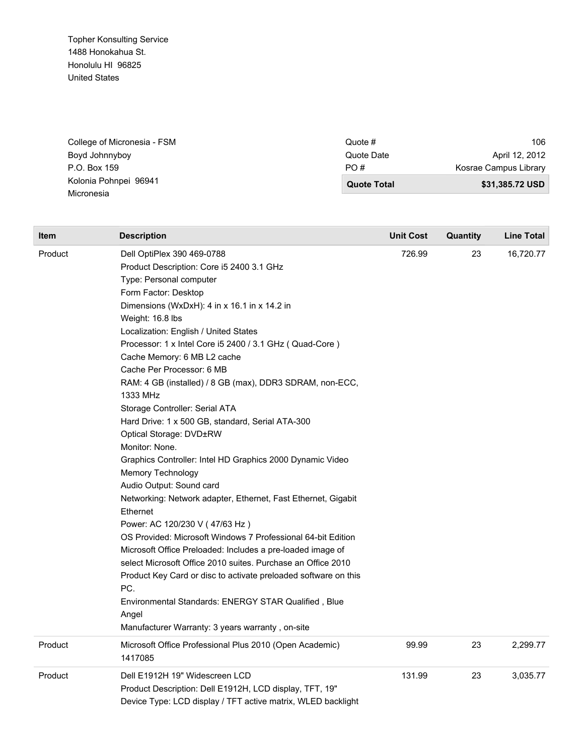Topher Konsulting Service
1488 Honokahua St.
Honolulu HI 96825
United States

College of Micronesia - FSM
Boyd Johnnyboy
P.O. Box 159
Kolonia Pohnpei 96941
Micronesia

| | |
|---|---|
| Quote # | 106 |
| Quote Date | April 12, 2012 |
| PO # | Kosrae Campus Library |
| **Quote Total** | **$31,385.72 USD** |

| Item | Description | Unit Cost | Quantity | Line Total |
|---|---|---|---|---|
| Product | Dell OptiPlex 390 469-0788<br>Product Description: Core i5 2400 3.1 GHz<br>Type: Personal computer<br>Form Factor: Desktop<br>Dimensions (WxDxH): 4 in x 16.1 in x 14.2 in<br>Weight: 16.8 lbs<br>Localization: English / United States<br>Processor: 1 x Intel Core i5 2400 / 3.1 GHz ( Quad-Core )<br>Cache Memory: 6 MB L2 cache<br>Cache Per Processor: 6 MB<br>RAM: 4 GB (installed) / 8 GB (max), DDR3 SDRAM, non-ECC, 1333 MHz<br>Storage Controller: Serial ATA<br>Hard Drive: 1 x 500 GB, standard, Serial ATA-300<br>Optical Storage: DVD±RW<br>Monitor: None.<br>Graphics Controller: Intel HD Graphics 2000 Dynamic Video Memory Technology<br>Audio Output: Sound card<br>Networking: Network adapter, Ethernet, Fast Ethernet, Gigabit Ethernet<br>Power: AC 120/230 V ( 47/63 Hz )<br>OS Provided: Microsoft Windows 7 Professional 64-bit Edition<br>Microsoft Office Preloaded: Includes a pre-loaded image of select Microsoft Office 2010 suites. Purchase an Office 2010 Product Key Card or disc to activate preloaded software on this PC.<br>Environmental Standards: ENERGY STAR Qualified , Blue Angel<br>Manufacturer Warranty: 3 years warranty , on-site | 726.99 | 23 | 16,720.77 |
| Product | Microsoft Office Professional Plus 2010 (Open Academic) 1417085 | 99.99 | 23 | 2,299.77 |
| Product | Dell E1912H 19" Widescreen LCD<br>Product Description: Dell E1912H, LCD display, TFT, 19"<br>Device Type: LCD display / TFT active matrix, WLED backlight | 131.99 | 23 | 3,035.77 |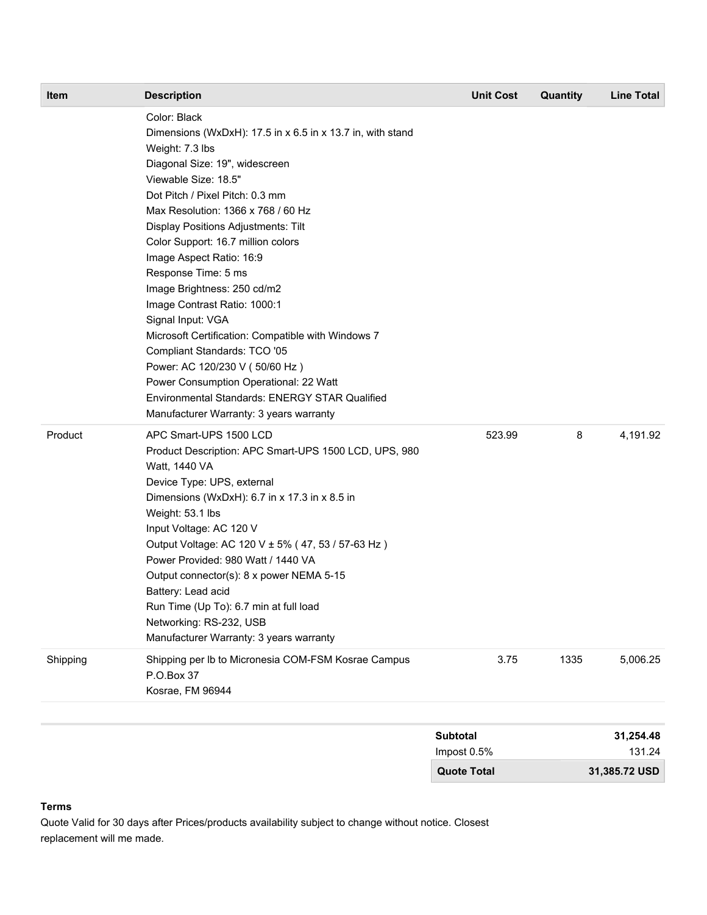| Item | Description | Unit Cost | Quantity | Line Total |
|---|---|---|---|---|
| | Color: Black<br>Dimensions (WxDxH): 17.5 in x 6.5 in x 13.7 in, with stand<br>Weight: 7.3 lbs<br>Diagonal Size: 19", widescreen<br>Viewable Size: 18.5"<br>Dot Pitch / Pixel Pitch: 0.3 mm<br>Max Resolution: 1366 x 768 / 60 Hz<br>Display Positions Adjustments: Tilt<br>Color Support: 16.7 million colors<br>Image Aspect Ratio: 16:9<br>Response Time: 5 ms<br>Image Brightness: 250 cd/m2<br>Image Contrast Ratio: 1000:1<br>Signal Input: VGA<br>Microsoft Certification: Compatible with Windows 7<br>Compliant Standards: TCO '05<br>Power: AC 120/230 V ( 50/60 Hz )<br>Power Consumption Operational: 22 Watt<br>Environmental Standards: ENERGY STAR Qualified<br>Manufacturer Warranty: 3 years warranty | | | |
| Product | APC Smart-UPS 1500 LCD<br>Product Description: APC Smart-UPS 1500 LCD, UPS, 980 Watt, 1440 VA<br>Device Type: UPS, external<br>Dimensions (WxDxH): 6.7 in x 17.3 in x 8.5 in<br>Weight: 53.1 lbs<br>Input Voltage: AC 120 V<br>Output Voltage: AC 120 V ± 5% ( 47, 53 / 57-63 Hz )<br>Power Provided: 980 Watt / 1440 VA<br>Output connector(s): 8 x power NEMA 5-15<br>Battery: Lead acid<br>Run Time (Up To): 6.7 min at full load<br>Networking: RS-232, USB<br>Manufacturer Warranty: 3 years warranty | 523.99 | 8 | 4,191.92 |
| Shipping | Shipping per lb to Micronesia COM-FSM Kosrae Campus<br>P.O.Box 37<br>Kosrae, FM 96944 | 3.75 | 1335 | 5,006.25 |

| | |
|---|---|
| **Subtotal** | **31,254.48** |
| Impost 0.5% | 131.24 |
| **Quote Total** | **31,385.72 USD** |

**Terms**

Quote Valid for 30 days after Prices/products availability subject to change without notice. Closest replacement will me made.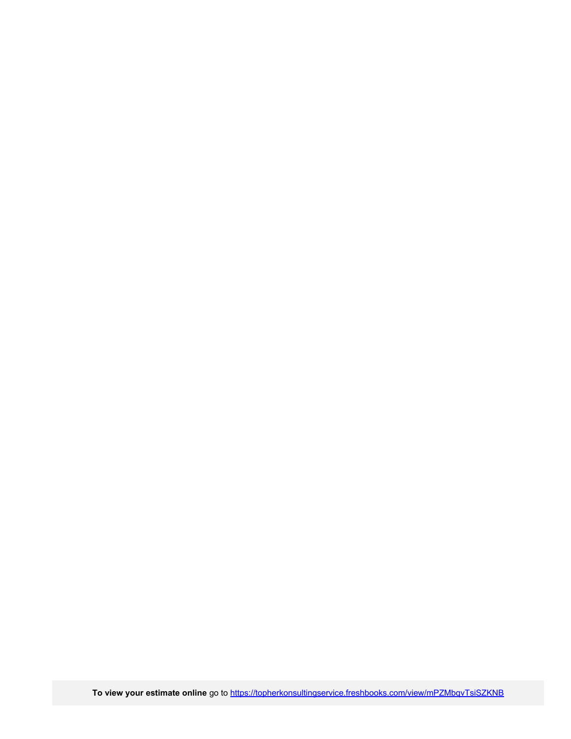**To view your estimate online** go to https://topherkonsultingservice.freshbooks.com/view/mPZMbqvTsiSZKNB